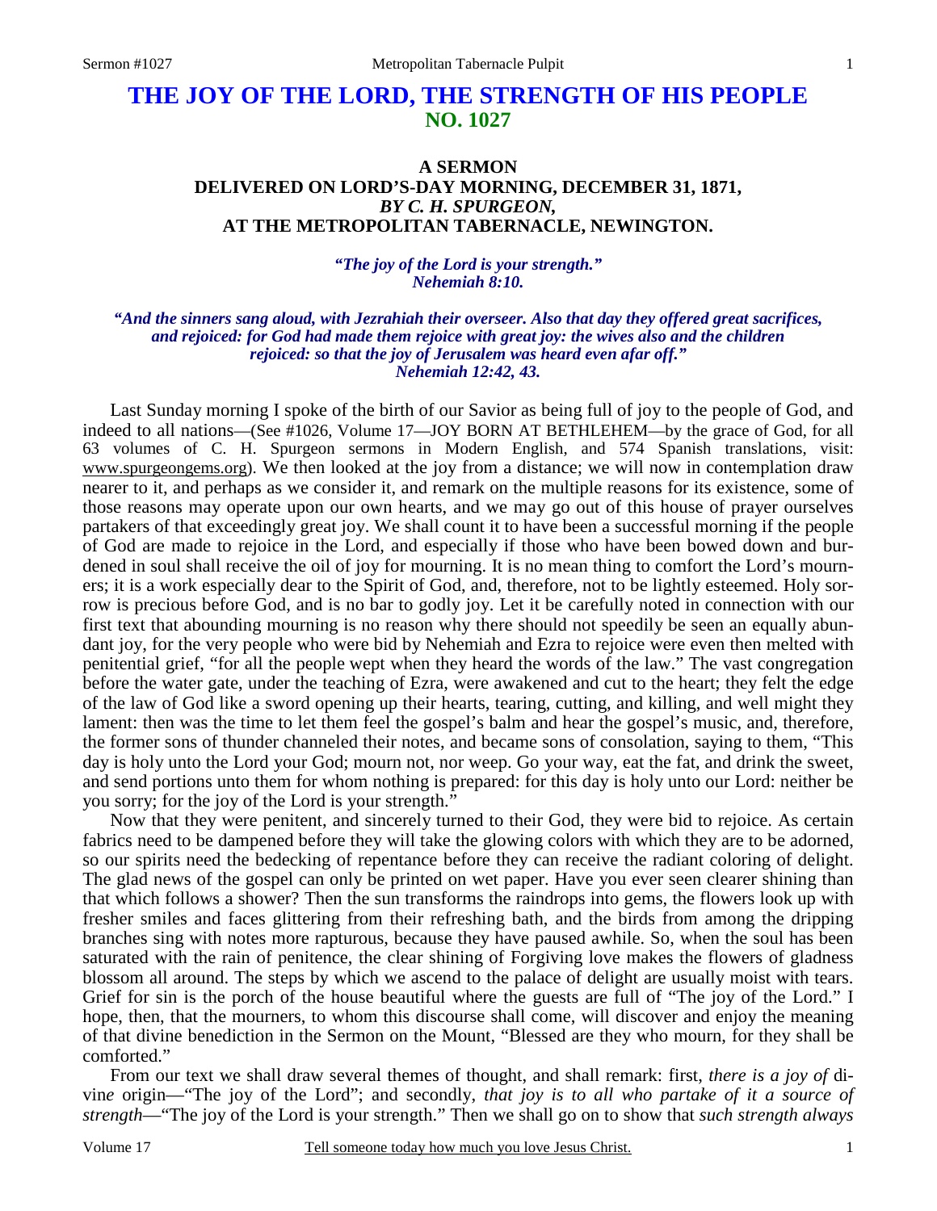# THE JOY OF THE LORD, THE STRENGTH OF HIS PEOPLE
## NO. 1027

### A SERMON
### DELIVERED ON LORD'S-DAY MORNING, DECEMBER 31, 1871,
### *BY C. H. SPURGEON,*
### AT THE METROPOLITAN TABERNACLE, NEWINGTON.

***"The joy of the Lord is your strength." Nehemiah 8:10.***

***"And the sinners sang aloud, with Jezrahiah their overseer. Also that day they offered great sacrifices, and rejoiced: for God had made them rejoice with great joy: the wives also and the children rejoiced: so that the joy of Jerusalem was heard even afar off." Nehemiah 12:42, 43.***

Last Sunday morning I spoke of the birth of our Savior as being full of joy to the people of God, and indeed to all nations—(See #1026, Volume 17—JOY BORN AT BETHLEHEM—by the grace of God, for all 63 volumes of C. H. Spurgeon sermons in Modern English, and 574 Spanish translations, visit: www.spurgeongems.org). We then looked at the joy from a distance; we will now in contemplation draw nearer to it, and perhaps as we consider it, and remark on the multiple reasons for its existence, some of those reasons may operate upon our own hearts, and we may go out of this house of prayer ourselves partakers of that exceedingly great joy. We shall count it to have been a successful morning if the people of God are made to rejoice in the Lord, and especially if those who have been bowed down and burdened in soul shall receive the oil of joy for mourning. It is no mean thing to comfort the Lord's mourners; it is a work especially dear to the Spirit of God, and, therefore, not to be lightly esteemed. Holy sorrow is precious before God, and is no bar to godly joy. Let it be carefully noted in connection with our first text that abounding mourning is no reason why there should not speedily be seen an equally abundant joy, for the very people who were bid by Nehemiah and Ezra to rejoice were even then melted with penitential grief, "for all the people wept when they heard the words of the law." The vast congregation before the water gate, under the teaching of Ezra, were awakened and cut to the heart; they felt the edge of the law of God like a sword opening up their hearts, tearing, cutting, and killing, and well might they lament: then was the time to let them feel the gospel's balm and hear the gospel's music, and, therefore, the former sons of thunder channeled their notes, and became sons of consolation, saying to them, "This day is holy unto the Lord your God; mourn not, nor weep. Go your way, eat the fat, and drink the sweet, and send portions unto them for whom nothing is prepared: for this day is holy unto our Lord: neither be you sorry; for the joy of the Lord is your strength."

Now that they were penitent, and sincerely turned to their God, they were bid to rejoice. As certain fabrics need to be dampened before they will take the glowing colors with which they are to be adorned, so our spirits need the bedecking of repentance before they can receive the radiant coloring of delight. The glad news of the gospel can only be printed on wet paper. Have you ever seen clearer shining than that which follows a shower? Then the sun transforms the raindrops into gems, the flowers look up with fresher smiles and faces glittering from their refreshing bath, and the birds from among the dripping branches sing with notes more rapturous, because they have paused awhile. So, when the soul has been saturated with the rain of penitence, the clear shining of Forgiving love makes the flowers of gladness blossom all around. The steps by which we ascend to the palace of delight are usually moist with tears. Grief for sin is the porch of the house beautiful where the guests are full of "The joy of the Lord." I hope, then, that the mourners, to whom this discourse shall come, will discover and enjoy the meaning of that divine benediction in the Sermon on the Mount, "Blessed are they who mourn, for they shall be comforted."

From our text we shall draw several themes of thought, and shall remark: first, *there is a joy of* divine origin—"The joy of the Lord"; and secondly, *that joy is to all who partake of it a source of strength*—"The joy of the Lord is your strength." Then we shall go on to show that *such strength always*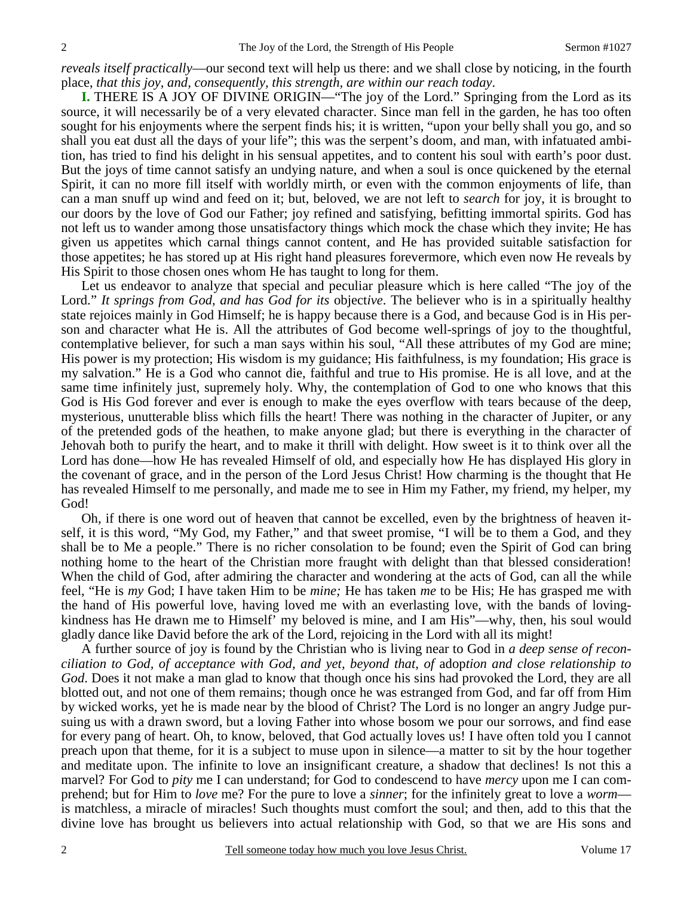*reveals itself practically*—our second text will help us there: and we shall close by noticing, in the fourth place, *that this joy, and, consequently, this strength, are within our reach today*.

**I.** THERE IS A JOY OF DIVINE ORIGIN—"The joy of the Lord." Springing from the Lord as its source, it will necessarily be of a very elevated character. Since man fell in the garden, he has too often sought for his enjoyments where the serpent finds his; it is written, "upon your belly shall you go, and so shall you eat dust all the days of your life"; this was the serpent's doom, and man, with infatuated ambition, has tried to find his delight in his sensual appetites, and to content his soul with earth's poor dust. But the joys of time cannot satisfy an undying nature, and when a soul is once quickened by the eternal Spirit, it can no more fill itself with worldly mirth, or even with the common enjoyments of life, than can a man snuff up wind and feed on it; but, beloved, we are not left to *search* for joy, it is brought to our doors by the love of God our Father; joy refined and satisfying, befitting immortal spirits. God has not left us to wander among those unsatisfactory things which mock the chase which they invite; He has given us appetites which carnal things cannot content, and He has provided suitable satisfaction for those appetites; he has stored up at His right hand pleasures forevermore, which even now He reveals by His Spirit to those chosen ones whom He has taught to long for them.

Let us endeavor to analyze that special and peculiar pleasure which is here called "The joy of the Lord." *It springs from God, and has God for its objective*. The believer who is in a spiritually healthy state rejoices mainly in God Himself; he is happy because there is a God, and because God is in His person and character what He is. All the attributes of God become well-springs of joy to the thoughtful, contemplative believer, for such a man says within his soul, "All these attributes of my God are mine; His power is my protection; His wisdom is my guidance; His faithfulness, is my foundation; His grace is my salvation." He is a God who cannot die, faithful and true to His promise. He is all love, and at the same time infinitely just, supremely holy. Why, the contemplation of God to one who knows that this God is His God forever and ever is enough to make the eyes overflow with tears because of the deep, mysterious, unutterable bliss which fills the heart! There was nothing in the character of Jupiter, or any of the pretended gods of the heathen, to make anyone glad; but there is everything in the character of Jehovah both to purify the heart, and to make it thrill with delight. How sweet is it to think over all the Lord has done—how He has revealed Himself of old, and especially how He has displayed His glory in the covenant of grace, and in the person of the Lord Jesus Christ! How charming is the thought that He has revealed Himself to me personally, and made me to see in Him my Father, my friend, my helper, my God!

Oh, if there is one word out of heaven that cannot be excelled, even by the brightness of heaven itself, it is this word, "My God, my Father," and that sweet promise, "I will be to them a God, and they shall be to Me a people." There is no richer consolation to be found; even the Spirit of God can bring nothing home to the heart of the Christian more fraught with delight than that blessed consideration! When the child of God, after admiring the character and wondering at the acts of God, can all the while feel, "He is *my* God; I have taken Him to be *mine;* He has taken *me* to be His; He has grasped me with the hand of His powerful love, having loved me with an everlasting love, with the bands of loving-kindness has He drawn me to Himself' my beloved is mine, and I am His"—why, then, his soul would gladly dance like David before the ark of the Lord, rejoicing in the Lord with all its might!

A further source of joy is found by the Christian who is living near to God in *a deep sense of reconciliation to God, of acceptance with God, and yet, beyond that, of adoption and close relationship to God*. Does it not make a man glad to know that though once his sins had provoked the Lord, they are all blotted out, and not one of them remains; though once he was estranged from God, and far off from Him by wicked works, yet he is made near by the blood of Christ? The Lord is no longer an angry Judge pursuing us with a drawn sword, but a loving Father into whose bosom we pour our sorrows, and find ease for every pang of heart. Oh, to know, beloved, that God actually loves us! I have often told you I cannot preach upon that theme, for it is a subject to muse upon in silence—a matter to sit by the hour together and meditate upon. The infinite to love an insignificant creature, a shadow that declines! Is not this a marvel? For God to *pity* me I can understand; for God to condescend to have *mercy* upon me I can comprehend; but for Him to *love* me? For the pure to love a *sinner*; for the infinitely great to love a *worm*—is matchless, a miracle of miracles! Such thoughts must comfort the soul; and then, add to this that the divine love has brought us believers into actual relationship with God, so that we are His sons and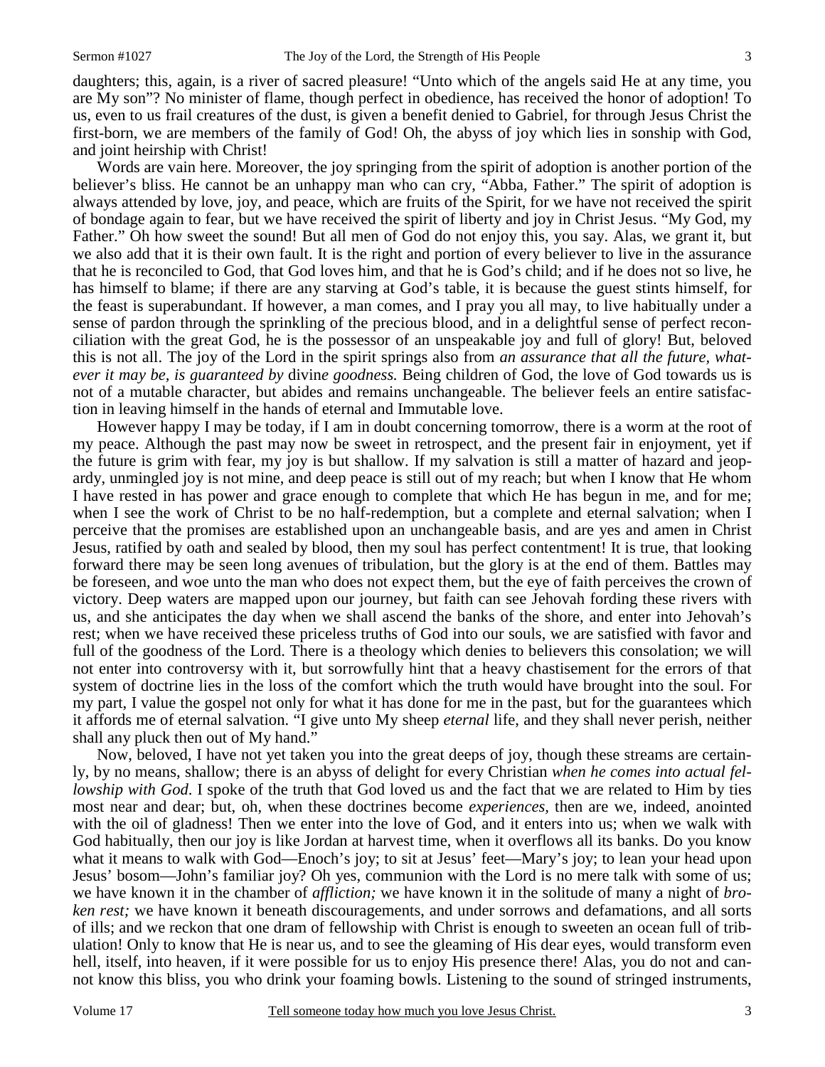daughters; this, again, is a river of sacred pleasure! "Unto which of the angels said He at any time, you are My son"? No minister of flame, though perfect in obedience, has received the honor of adoption! To us, even to us frail creatures of the dust, is given a benefit denied to Gabriel, for through Jesus Christ the first-born, we are members of the family of God! Oh, the abyss of joy which lies in sonship with God, and joint heirship with Christ!

Words are vain here. Moreover, the joy springing from the spirit of adoption is another portion of the believer's bliss. He cannot be an unhappy man who can cry, "Abba, Father." The spirit of adoption is always attended by love, joy, and peace, which are fruits of the Spirit, for we have not received the spirit of bondage again to fear, but we have received the spirit of liberty and joy in Christ Jesus. "My God, my Father." Oh how sweet the sound! But all men of God do not enjoy this, you say. Alas, we grant it, but we also add that it is their own fault. It is the right and portion of every believer to live in the assurance that he is reconciled to God, that God loves him, and that he is God's child; and if he does not so live, he has himself to blame; if there are any starving at God's table, it is because the guest stints himself, for the feast is superabundant. If however, a man comes, and I pray you all may, to live habitually under a sense of pardon through the sprinkling of the precious blood, and in a delightful sense of perfect reconciliation with the great God, he is the possessor of an unspeakable joy and full of glory! But, beloved this is not all. The joy of the Lord in the spirit springs also from *an assurance that all the future, whatever it may be, is guaranteed by* divin*e goodness.* Being children of God, the love of God towards us is not of a mutable character, but abides and remains unchangeable. The believer feels an entire satisfaction in leaving himself in the hands of eternal and Immutable love.

However happy I may be today, if I am in doubt concerning tomorrow, there is a worm at the root of my peace. Although the past may now be sweet in retrospect, and the present fair in enjoyment, yet if the future is grim with fear, my joy is but shallow. If my salvation is still a matter of hazard and jeopardy, unmingled joy is not mine, and deep peace is still out of my reach; but when I know that He whom I have rested in has power and grace enough to complete that which He has begun in me, and for me; when I see the work of Christ to be no half-redemption, but a complete and eternal salvation; when I perceive that the promises are established upon an unchangeable basis, and are yes and amen in Christ Jesus, ratified by oath and sealed by blood, then my soul has perfect contentment! It is true, that looking forward there may be seen long avenues of tribulation, but the glory is at the end of them. Battles may be foreseen, and woe unto the man who does not expect them, but the eye of faith perceives the crown of victory. Deep waters are mapped upon our journey, but faith can see Jehovah fording these rivers with us, and she anticipates the day when we shall ascend the banks of the shore, and enter into Jehovah's rest; when we have received these priceless truths of God into our souls, we are satisfied with favor and full of the goodness of the Lord. There is a theology which denies to believers this consolation; we will not enter into controversy with it, but sorrowfully hint that a heavy chastisement for the errors of that system of doctrine lies in the loss of the comfort which the truth would have brought into the soul. For my part, I value the gospel not only for what it has done for me in the past, but for the guarantees which it affords me of eternal salvation. "I give unto My sheep *eternal* life, and they shall never perish, neither shall any pluck then out of My hand."

Now, beloved, I have not yet taken you into the great deeps of joy, though these streams are certainly, by no means, shallow; there is an abyss of delight for every Christian *when he comes into actual fellowship with God*. I spoke of the truth that God loved us and the fact that we are related to Him by ties most near and dear; but, oh, when these doctrines become *experiences,* then are we, indeed, anointed with the oil of gladness! Then we enter into the love of God, and it enters into us; when we walk with God habitually, then our joy is like Jordan at harvest time, when it overflows all its banks. Do you know what it means to walk with God—Enoch's joy; to sit at Jesus' feet—Mary's joy; to lean your head upon Jesus' bosom—John's familiar joy? Oh yes, communion with the Lord is no mere talk with some of us; we have known it in the chamber of *affliction;* we have known it in the solitude of many a night of *broken rest;* we have known it beneath discouragements, and under sorrows and defamations, and all sorts of ills; and we reckon that one dram of fellowship with Christ is enough to sweeten an ocean full of tribulation! Only to know that He is near us, and to see the gleaming of His dear eyes, would transform even hell, itself, into heaven, if it were possible for us to enjoy His presence there! Alas, you do not and cannot know this bliss, you who drink your foaming bowls. Listening to the sound of stringed instruments,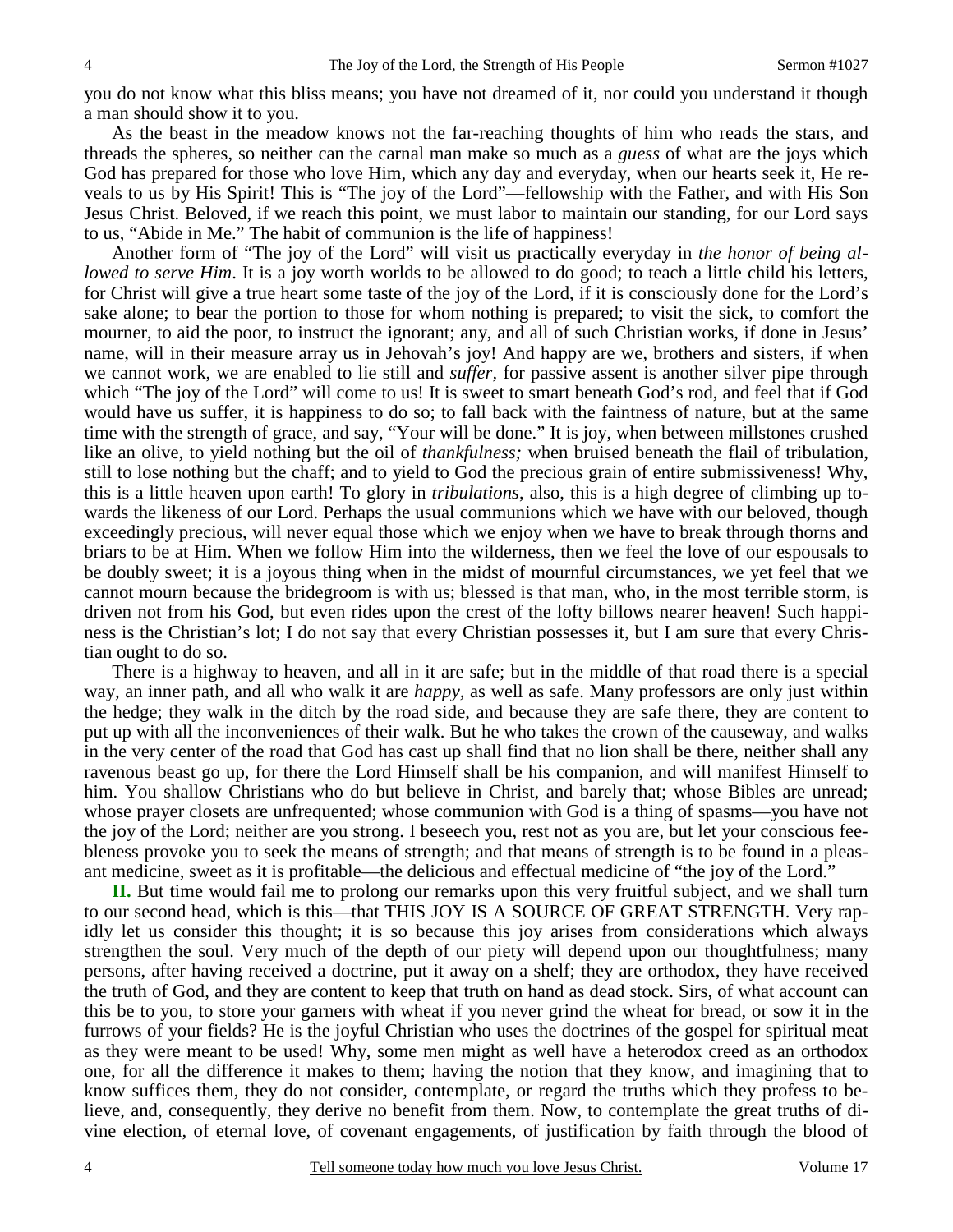you do not know what this bliss means; you have not dreamed of it, nor could you understand it though a man should show it to you.

As the beast in the meadow knows not the far-reaching thoughts of him who reads the stars, and threads the spheres, so neither can the carnal man make so much as a *guess* of what are the joys which God has prepared for those who love Him, which any day and everyday, when our hearts seek it, He reveals to us by His Spirit! This is "The joy of the Lord"—fellowship with the Father, and with His Son Jesus Christ. Beloved, if we reach this point, we must labor to maintain our standing, for our Lord says to us, "Abide in Me." The habit of communion is the life of happiness!

Another form of "The joy of the Lord" will visit us practically everyday in *the honor of being allowed to serve Him*. It is a joy worth worlds to be allowed to do good; to teach a little child his letters, for Christ will give a true heart some taste of the joy of the Lord, if it is consciously done for the Lord's sake alone; to bear the portion to those for whom nothing is prepared; to visit the sick, to comfort the mourner, to aid the poor, to instruct the ignorant; any, and all of such Christian works, if done in Jesus' name, will in their measure array us in Jehovah's joy! And happy are we, brothers and sisters, if when we cannot work, we are enabled to lie still and *suffer*, for passive assent is another silver pipe through which "The joy of the Lord" will come to us! It is sweet to smart beneath God's rod, and feel that if God would have us suffer, it is happiness to do so; to fall back with the faintness of nature, but at the same time with the strength of grace, and say, "Your will be done." It is joy, when between millstones crushed like an olive, to yield nothing but the oil of *thankfulness;* when bruised beneath the flail of tribulation, still to lose nothing but the chaff; and to yield to God the precious grain of entire submissiveness! Why, this is a little heaven upon earth! To glory in *tribulations*, also, this is a high degree of climbing up towards the likeness of our Lord. Perhaps the usual communions which we have with our beloved, though exceedingly precious, will never equal those which we enjoy when we have to break through thorns and briars to be at Him. When we follow Him into the wilderness, then we feel the love of our espousals to be doubly sweet; it is a joyous thing when in the midst of mournful circumstances, we yet feel that we cannot mourn because the bridegroom is with us; blessed is that man, who, in the most terrible storm, is driven not from his God, but even rides upon the crest of the lofty billows nearer heaven! Such happiness is the Christian's lot; I do not say that every Christian possesses it, but I am sure that every Christian ought to do so.

There is a highway to heaven, and all in it are safe; but in the middle of that road there is a special way, an inner path, and all who walk it are *happy*, as well as safe. Many professors are only just within the hedge; they walk in the ditch by the road side, and because they are safe there, they are content to put up with all the inconveniences of their walk. But he who takes the crown of the causeway, and walks in the very center of the road that God has cast up shall find that no lion shall be there, neither shall any ravenous beast go up, for there the Lord Himself shall be his companion, and will manifest Himself to him. You shallow Christians who do but believe in Christ, and barely that; whose Bibles are unread; whose prayer closets are unfrequented; whose communion with God is a thing of spasms—you have not the joy of the Lord; neither are you strong. I beseech you, rest not as you are, but let your conscious feebleness provoke you to seek the means of strength; and that means of strength is to be found in a pleasant medicine, sweet as it is profitable—the delicious and effectual medicine of "the joy of the Lord."

**II.** But time would fail me to prolong our remarks upon this very fruitful subject, and we shall turn to our second head, which is this—that THIS JOY IS A SOURCE OF GREAT STRENGTH. Very rapidly let us consider this thought; it is so because this joy arises from considerations which always strengthen the soul. Very much of the depth of our piety will depend upon our thoughtfulness; many persons, after having received a doctrine, put it away on a shelf; they are orthodox, they have received the truth of God, and they are content to keep that truth on hand as dead stock. Sirs, of what account can this be to you, to store your garners with wheat if you never grind the wheat for bread, or sow it in the furrows of your fields? He is the joyful Christian who uses the doctrines of the gospel for spiritual meat as they were meant to be used! Why, some men might as well have a heterodox creed as an orthodox one, for all the difference it makes to them; having the notion that they know, and imagining that to know suffices them, they do not consider, contemplate, or regard the truths which they profess to believe, and, consequently, they derive no benefit from them. Now, to contemplate the great truths of divine election, of eternal love, of covenant engagements, of justification by faith through the blood of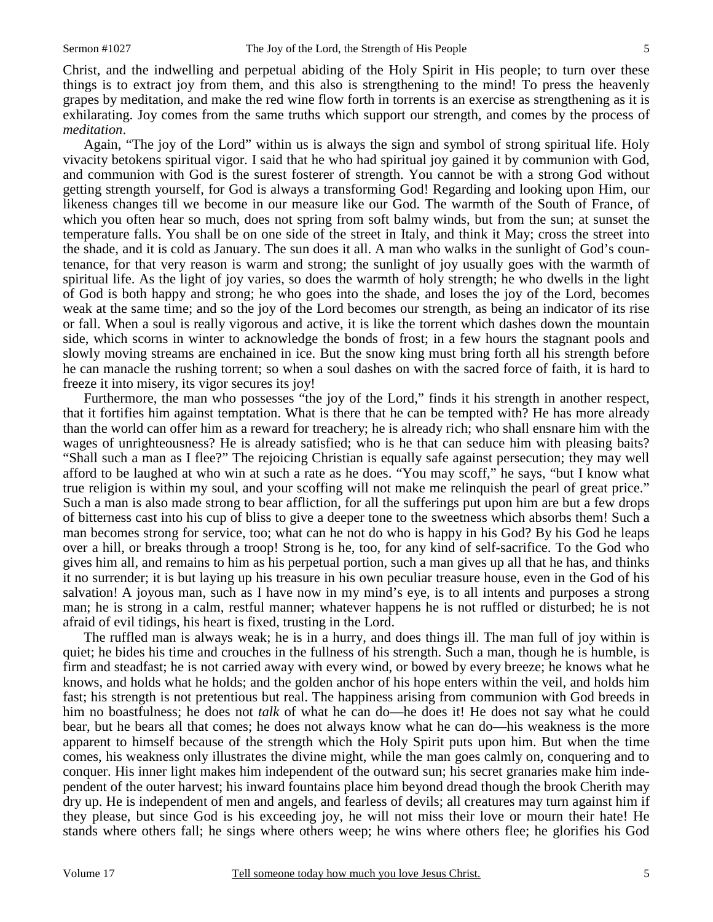Christ, and the indwelling and perpetual abiding of the Holy Spirit in His people; to turn over these things is to extract joy from them, and this also is strengthening to the mind! To press the heavenly grapes by meditation, and make the red wine flow forth in torrents is an exercise as strengthening as it is exhilarating. Joy comes from the same truths which support our strength, and comes by the process of *meditation*.

Again, "The joy of the Lord" within us is always the sign and symbol of strong spiritual life. Holy vivacity betokens spiritual vigor. I said that he who had spiritual joy gained it by communion with God, and communion with God is the surest fosterer of strength. You cannot be with a strong God without getting strength yourself, for God is always a transforming God! Regarding and looking upon Him, our likeness changes till we become in our measure like our God. The warmth of the South of France, of which you often hear so much, does not spring from soft balmy winds, but from the sun; at sunset the temperature falls. You shall be on one side of the street in Italy, and think it May; cross the street into the shade, and it is cold as January. The sun does it all. A man who walks in the sunlight of God's countenance, for that very reason is warm and strong; the sunlight of joy usually goes with the warmth of spiritual life. As the light of joy varies, so does the warmth of holy strength; he who dwells in the light of God is both happy and strong; he who goes into the shade, and loses the joy of the Lord, becomes weak at the same time; and so the joy of the Lord becomes our strength, as being an indicator of its rise or fall. When a soul is really vigorous and active, it is like the torrent which dashes down the mountain side, which scorns in winter to acknowledge the bonds of frost; in a few hours the stagnant pools and slowly moving streams are enchained in ice. But the snow king must bring forth all his strength before he can manacle the rushing torrent; so when a soul dashes on with the sacred force of faith, it is hard to freeze it into misery, its vigor secures its joy!

Furthermore, the man who possesses "the joy of the Lord," finds it his strength in another respect, that it fortifies him against temptation. What is there that he can be tempted with? He has more already than the world can offer him as a reward for treachery; he is already rich; who shall ensnare him with the wages of unrighteousness? He is already satisfied; who is he that can seduce him with pleasing baits? "Shall such a man as I flee?" The rejoicing Christian is equally safe against persecution; they may well afford to be laughed at who win at such a rate as he does. "You may scoff," he says, "but I know what true religion is within my soul, and your scoffing will not make me relinquish the pearl of great price." Such a man is also made strong to bear affliction, for all the sufferings put upon him are but a few drops of bitterness cast into his cup of bliss to give a deeper tone to the sweetness which absorbs them! Such a man becomes strong for service, too; what can he not do who is happy in his God? By his God he leaps over a hill, or breaks through a troop! Strong is he, too, for any kind of self-sacrifice. To the God who gives him all, and remains to him as his perpetual portion, such a man gives up all that he has, and thinks it no surrender; it is but laying up his treasure in his own peculiar treasure house, even in the God of his salvation! A joyous man, such as I have now in my mind's eye, is to all intents and purposes a strong man; he is strong in a calm, restful manner; whatever happens he is not ruffled or disturbed; he is not afraid of evil tidings, his heart is fixed, trusting in the Lord.

The ruffled man is always weak; he is in a hurry, and does things ill. The man full of joy within is quiet; he bides his time and crouches in the fullness of his strength. Such a man, though he is humble, is firm and steadfast; he is not carried away with every wind, or bowed by every breeze; he knows what he knows, and holds what he holds; and the golden anchor of his hope enters within the veil, and holds him fast; his strength is not pretentious but real. The happiness arising from communion with God breeds in him no boastfulness; he does not *talk* of what he can do—he does it! He does not say what he could bear, but he bears all that comes; he does not always know what he can do—his weakness is the more apparent to himself because of the strength which the Holy Spirit puts upon him. But when the time comes, his weakness only illustrates the divine might, while the man goes calmly on, conquering and to conquer. His inner light makes him independent of the outward sun; his secret granaries make him independent of the outer harvest; his inward fountains place him beyond dread though the brook Cherith may dry up. He is independent of men and angels, and fearless of devils; all creatures may turn against him if they please, but since God is his exceeding joy, he will not miss their love or mourn their hate! He stands where others fall; he sings where others weep; he wins where others flee; he glorifies his God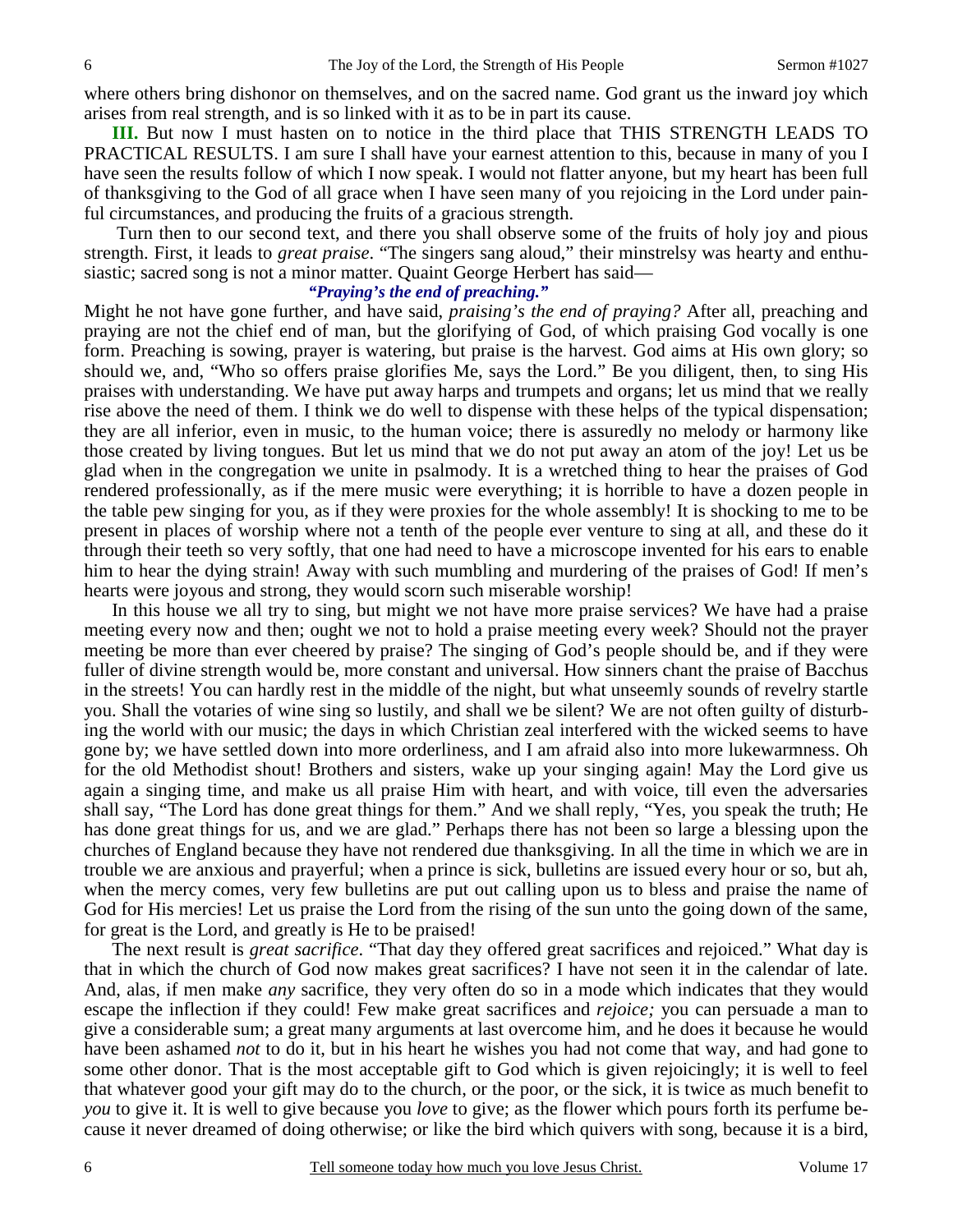where others bring dishonor on themselves, and on the sacred name. God grant us the inward joy which arises from real strength, and is so linked with it as to be in part its cause.

**III.** But now I must hasten on to notice in the third place that THIS STRENGTH LEADS TO PRACTICAL RESULTS. I am sure I shall have your earnest attention to this, because in many of you I have seen the results follow of which I now speak. I would not flatter anyone, but my heart has been full of thanksgiving to the God of all grace when I have seen many of you rejoicing in the Lord under painful circumstances, and producing the fruits of a gracious strength.

Turn then to our second text, and there you shall observe some of the fruits of holy joy and pious strength. First, it leads to *great praise*. "The singers sang aloud," their minstrelsy was hearty and enthusiastic; sacred song is not a minor matter. Quaint George Herbert has said—

*"Praying's the end of preaching."*

Might he not have gone further, and have said, *praising's the end of praying?* After all, preaching and praying are not the chief end of man, but the glorifying of God, of which praising God vocally is one form. Preaching is sowing, prayer is watering, but praise is the harvest. God aims at His own glory; so should we, and, "Who so offers praise glorifies Me, says the Lord." Be you diligent, then, to sing His praises with understanding. We have put away harps and trumpets and organs; let us mind that we really rise above the need of them. I think we do well to dispense with these helps of the typical dispensation; they are all inferior, even in music, to the human voice; there is assuredly no melody or harmony like those created by living tongues. But let us mind that we do not put away an atom of the joy! Let us be glad when in the congregation we unite in psalmody. It is a wretched thing to hear the praises of God rendered professionally, as if the mere music were everything; it is horrible to have a dozen people in the table pew singing for you, as if they were proxies for the whole assembly! It is shocking to me to be present in places of worship where not a tenth of the people ever venture to sing at all, and these do it through their teeth so very softly, that one had need to have a microscope invented for his ears to enable him to hear the dying strain! Away with such mumbling and murdering of the praises of God! If men's hearts were joyous and strong, they would scorn such miserable worship!

In this house we all try to sing, but might we not have more praise services? We have had a praise meeting every now and then; ought we not to hold a praise meeting every week? Should not the prayer meeting be more than ever cheered by praise? The singing of God's people should be, and if they were fuller of divine strength would be, more constant and universal. How sinners chant the praise of Bacchus in the streets! You can hardly rest in the middle of the night, but what unseemly sounds of revelry startle you. Shall the votaries of wine sing so lustily, and shall we be silent? We are not often guilty of disturbing the world with our music; the days in which Christian zeal interfered with the wicked seems to have gone by; we have settled down into more orderliness, and I am afraid also into more lukewarmness. Oh for the old Methodist shout! Brothers and sisters, wake up your singing again! May the Lord give us again a singing time, and make us all praise Him with heart, and with voice, till even the adversaries shall say, "The Lord has done great things for them." And we shall reply, "Yes, you speak the truth; He has done great things for us, and we are glad." Perhaps there has not been so large a blessing upon the churches of England because they have not rendered due thanksgiving. In all the time in which we are in trouble we are anxious and prayerful; when a prince is sick, bulletins are issued every hour or so, but ah, when the mercy comes, very few bulletins are put out calling upon us to bless and praise the name of God for His mercies! Let us praise the Lord from the rising of the sun unto the going down of the same, for great is the Lord, and greatly is He to be praised!

The next result is *great sacrifice*. "That day they offered great sacrifices and rejoiced." What day is that in which the church of God now makes great sacrifices? I have not seen it in the calendar of late. And, alas, if men make *any* sacrifice, they very often do so in a mode which indicates that they would escape the inflection if they could! Few make great sacrifices and *rejoice;* you can persuade a man to give a considerable sum; a great many arguments at last overcome him, and he does it because he would have been ashamed *not* to do it, but in his heart he wishes you had not come that way, and had gone to some other donor. That is the most acceptable gift to God which is given rejoicingly; it is well to feel that whatever good your gift may do to the church, or the poor, or the sick, it is twice as much benefit to *you* to give it. It is well to give because you *love* to give; as the flower which pours forth its perfume because it never dreamed of doing otherwise; or like the bird which quivers with song, because it is a bird,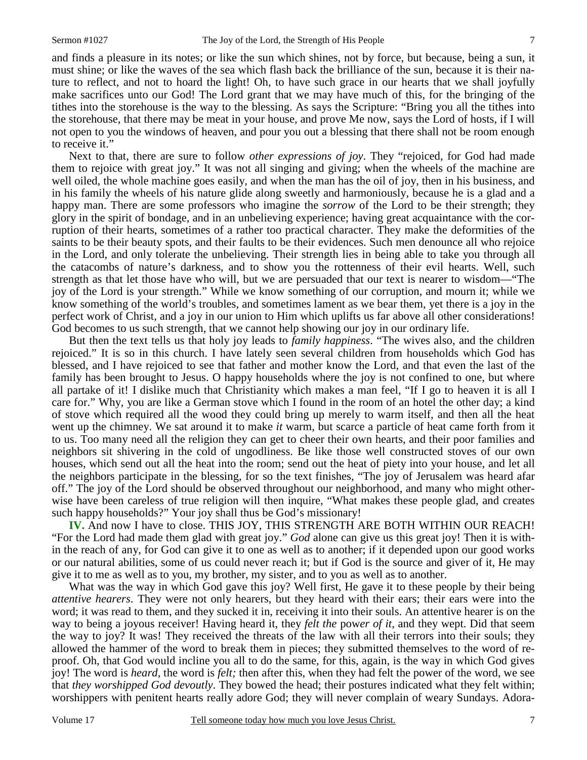and finds a pleasure in its notes; or like the sun which shines, not by force, but because, being a sun, it must shine; or like the waves of the sea which flash back the brilliance of the sun, because it is their nature to reflect, and not to hoard the light! Oh, to have such grace in our hearts that we shall joyfully make sacrifices unto our God! The Lord grant that we may have much of this, for the bringing of the tithes into the storehouse is the way to the blessing. As says the Scripture: "Bring you all the tithes into the storehouse, that there may be meat in your house, and prove Me now, says the Lord of hosts, if I will not open to you the windows of heaven, and pour you out a blessing that there shall not be room enough to receive it."

Next to that, there are sure to follow *other expressions of joy*. They "rejoiced, for God had made them to rejoice with great joy." It was not all singing and giving; when the wheels of the machine are well oiled, the whole machine goes easily, and when the man has the oil of joy, then in his business, and in his family the wheels of his nature glide along sweetly and harmoniously, because he is a glad and a happy man. There are some professors who imagine the *sorrow* of the Lord to be their strength; they glory in the spirit of bondage, and in an unbelieving experience; having great acquaintance with the corruption of their hearts, sometimes of a rather too practical character. They make the deformities of the saints to be their beauty spots, and their faults to be their evidences. Such men denounce all who rejoice in the Lord, and only tolerate the unbelieving. Their strength lies in being able to take you through all the catacombs of nature's darkness, and to show you the rottenness of their evil hearts. Well, such strength as that let those have who will, but we are persuaded that our text is nearer to wisdom—"The joy of the Lord is your strength." While we know something of our corruption, and mourn it; while we know something of the world's troubles, and sometimes lament as we bear them, yet there is a joy in the perfect work of Christ, and a joy in our union to Him which uplifts us far above all other considerations! God becomes to us such strength, that we cannot help showing our joy in our ordinary life.

But then the text tells us that holy joy leads to *family happiness*. "The wives also, and the children rejoiced." It is so in this church. I have lately seen several children from households which God has blessed, and I have rejoiced to see that father and mother know the Lord, and that even the last of the family has been brought to Jesus. O happy households where the joy is not confined to one, but where all partake of it! I dislike much that Christianity which makes a man feel, "If I go to heaven it is all I care for." Why, you are like a German stove which I found in the room of an hotel the other day; a kind of stove which required all the wood they could bring up merely to warm itself, and then all the heat went up the chimney. We sat around it to make *it* warm, but scarce a particle of heat came forth from it to us. Too many need all the religion they can get to cheer their own hearts, and their poor families and neighbors sit shivering in the cold of ungodliness. Be like those well constructed stoves of our own houses, which send out all the heat into the room; send out the heat of piety into your house, and let all the neighbors participate in the blessing, for so the text finishes, "The joy of Jerusalem was heard afar off." The joy of the Lord should be observed throughout our neighborhood, and many who might otherwise have been careless of true religion will then inquire, "What makes these people glad, and creates such happy households?" Your joy shall thus be God's missionary!

**IV.** And now I have to close. THIS JOY, THIS STRENGTH ARE BOTH WITHIN OUR REACH! "For the Lord had made them glad with great joy." *God* alone can give us this great joy! Then it is within the reach of any, for God can give it to one as well as to another; if it depended upon our good works or our natural abilities, some of us could never reach it; but if God is the source and giver of it, He may give it to me as well as to you, my brother, my sister, and to you as well as to another.

What was the way in which God gave this joy? Well first, He gave it to these people by their being *attentive hearers*. They were not only hearers, but they heard with their ears; their ears were into the word; it was read to them, and they sucked it in, receiving it into their souls. An attentive hearer is on the way to being a joyous receiver! Having heard it, they *felt the power of it*, and they wept. Did that seem the way to joy? It was! They received the threats of the law with all their terrors into their souls; they allowed the hammer of the word to break them in pieces; they submitted themselves to the word of reproof. Oh, that God would incline you all to do the same, for this, again, is the way in which God gives joy! The word is *heard*, the word is *felt;* then after this, when they had felt the power of the word, we see that *they worshipped God devoutly*. They bowed the head; their postures indicated what they felt within; worshippers with penitent hearts really adore God; they will never complain of weary Sundays. Adora-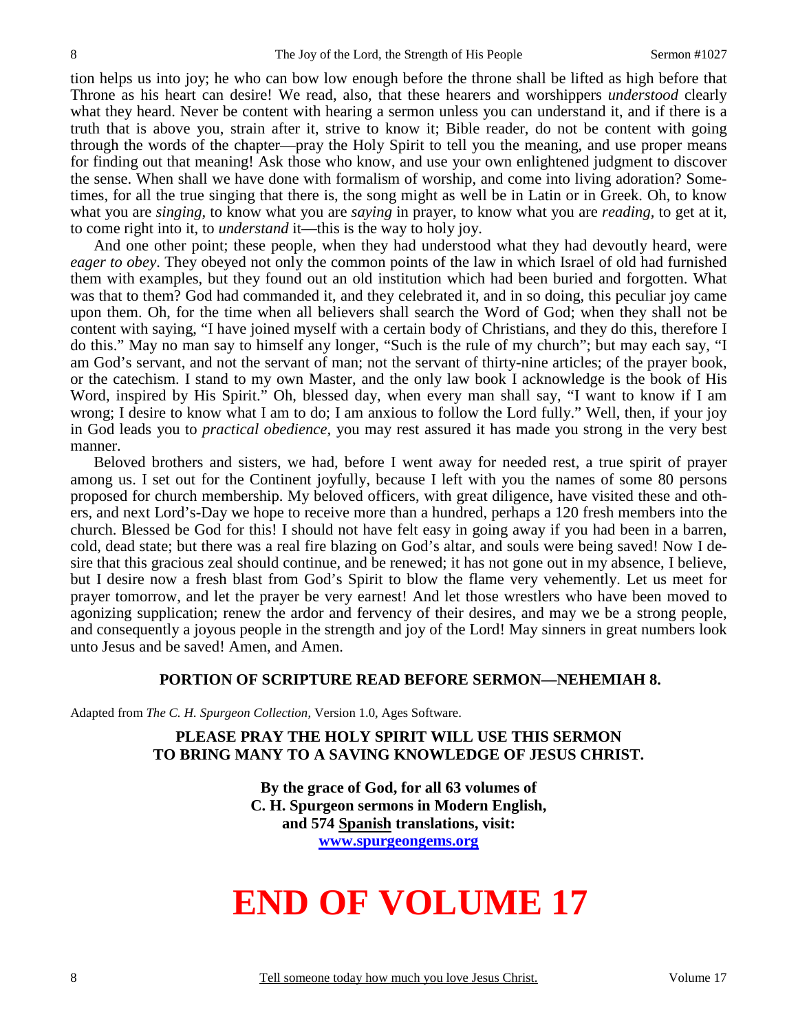tion helps us into joy; he who can bow low enough before the throne shall be lifted as high before that Throne as his heart can desire! We read, also, that these hearers and worshippers *understood* clearly what they heard. Never be content with hearing a sermon unless you can understand it, and if there is a truth that is above you, strain after it, strive to know it; Bible reader, do not be content with going through the words of the chapter—pray the Holy Spirit to tell you the meaning, and use proper means for finding out that meaning! Ask those who know, and use your own enlightened judgment to discover the sense. When shall we have done with formalism of worship, and come into living adoration? Sometimes, for all the true singing that there is, the song might as well be in Latin or in Greek. Oh, to know what you are *singing*, to know what you are *saying* in prayer, to know what you are *reading*, to get at it, to come right into it, to *understand* it—this is the way to holy joy.

And one other point; these people, when they had understood what they had devoutly heard, were *eager to obey*. They obeyed not only the common points of the law in which Israel of old had furnished them with examples, but they found out an old institution which had been buried and forgotten. What was that to them? God had commanded it, and they celebrated it, and in so doing, this peculiar joy came upon them. Oh, for the time when all believers shall search the Word of God; when they shall not be content with saying, "I have joined myself with a certain body of Christians, and they do this, therefore I do this." May no man say to himself any longer, "Such is the rule of my church"; but may each say, "I am God's servant, and not the servant of man; not the servant of thirty-nine articles; of the prayer book, or the catechism. I stand to my own Master, and the only law book I acknowledge is the book of His Word, inspired by His Spirit." Oh, blessed day, when every man shall say, "I want to know if I am wrong; I desire to know what I am to do; I am anxious to follow the Lord fully." Well, then, if your joy in God leads you to *practical obedience*, you may rest assured it has made you strong in the very best manner.

Beloved brothers and sisters, we had, before I went away for needed rest, a true spirit of prayer among us. I set out for the Continent joyfully, because I left with you the names of some 80 persons proposed for church membership. My beloved officers, with great diligence, have visited these and others, and next Lord's-Day we hope to receive more than a hundred, perhaps a 120 fresh members into the church. Blessed be God for this! I should not have felt easy in going away if you had been in a barren, cold, dead state; but there was a real fire blazing on God's altar, and souls were being saved! Now I desire that this gracious zeal should continue, and be renewed; it has not gone out in my absence, I believe, but I desire now a fresh blast from God's Spirit to blow the flame very vehemently. Let us meet for prayer tomorrow, and let the prayer be very earnest! And let those wrestlers who have been moved to agonizing supplication; renew the ardor and fervency of their desires, and may we be a strong people, and consequently a joyous people in the strength and joy of the Lord! May sinners in great numbers look unto Jesus and be saved! Amen, and Amen.

**PORTION OF SCRIPTURE READ BEFORE SERMON—NEHEMIAH 8.**

Adapted from *The C. H. Spurgeon Collection*, Version 1.0, Ages Software.

**PLEASE PRAY THE HOLY SPIRIT WILL USE THIS SERMON TO BRING MANY TO A SAVING KNOWLEDGE OF JESUS CHRIST.**

**By the grace of God, for all 63 volumes of C. H. Spurgeon sermons in Modern English, and 574 Spanish translations, visit: www.spurgeongems.org**

# END OF VOLUME 17

Tell someone today how much you love Jesus Christ.